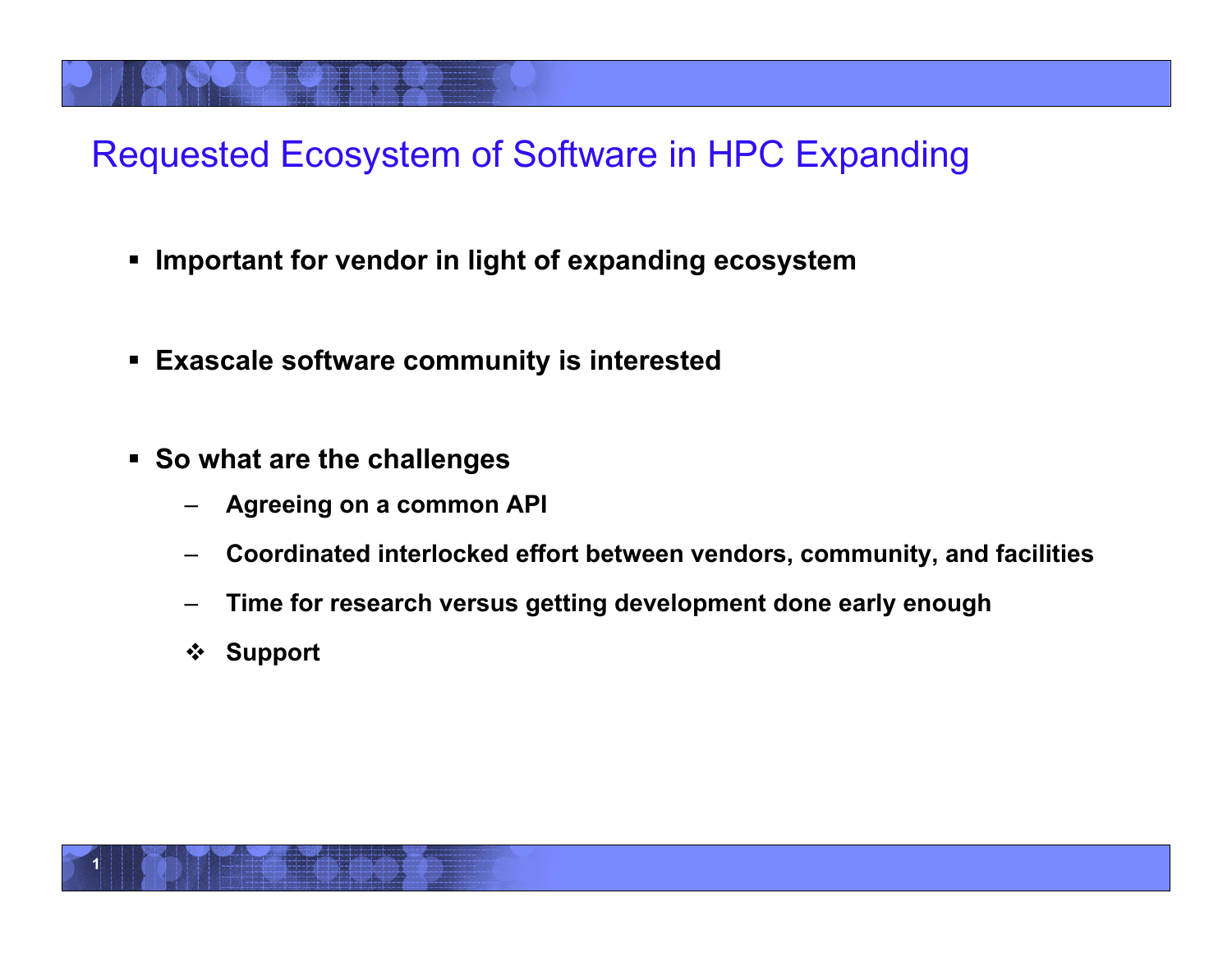# Requested Ecosystem of Software in HPC Expanding

- **Important for vendor in light of expanding ecosystem**

- **Exascale software community is interested**

- **So what are the challenges**
  - **Agreeing on a common API**
  - **Coordinated interlocked effort between vendors, community, and facilities**
  - **Time for research versus getting development done early enough**
  - **Support**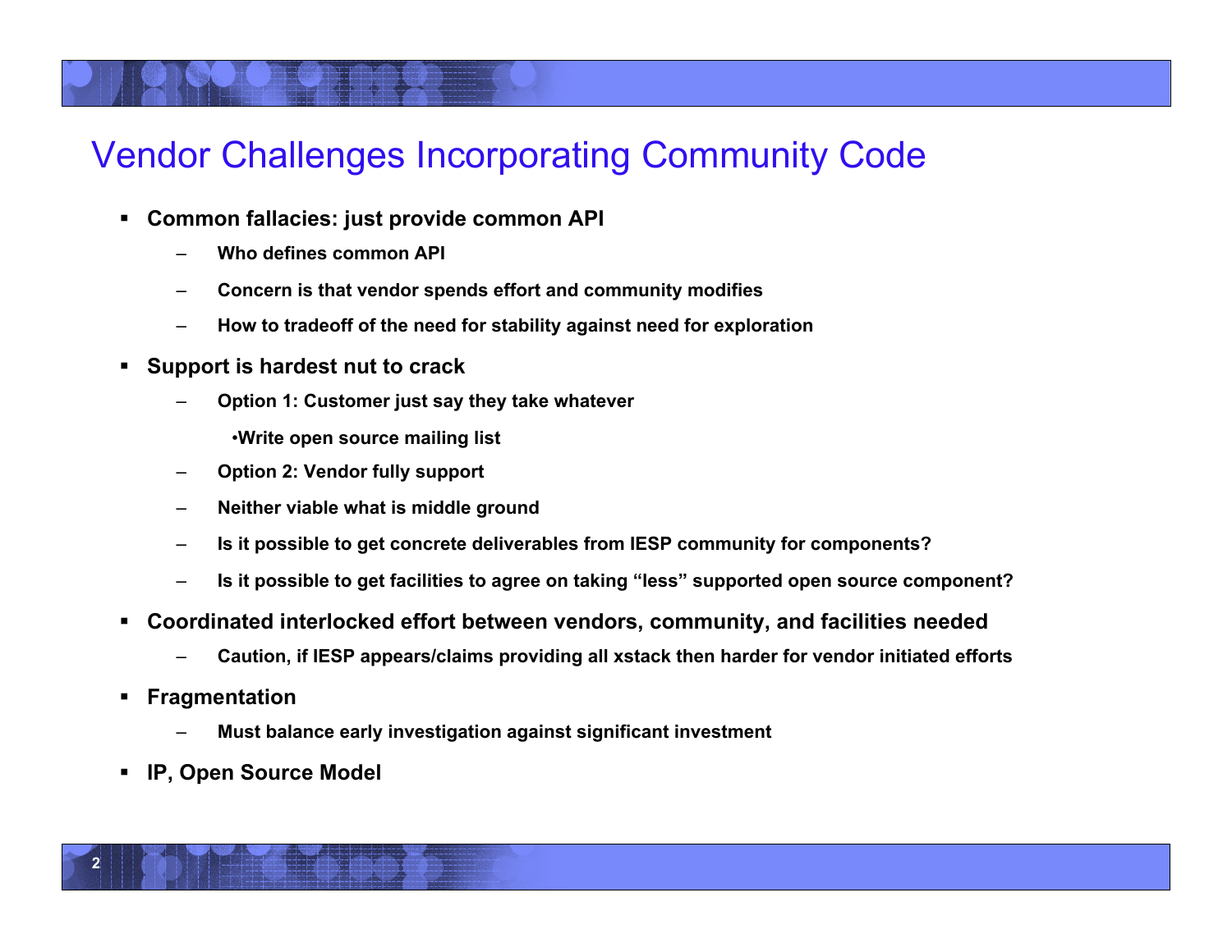# Vendor Challenges Incorporating Community Code

- **Common fallacies: just provide common API**
  - **Who defines common API**
  - **Concern is that vendor spends effort and community modifies**
  - **How to tradeoff of the need for stability against need for exploration**
- **Support is hardest nut to crack**
  - **Option 1: Customer just say they take whatever**
    - **Write open source mailing list**
  - **Option 2: Vendor fully support**
  - **Neither viable what is middle ground**
  - **Is it possible to get concrete deliverables from IESP community for components?**
  - **Is it possible to get facilities to agree on taking "less" supported open source component?**
- **Coordinated interlocked effort between vendors, community, and facilities needed**
  - **Caution, if IESP appears/claims providing all xstack then harder for vendor initiated efforts**
- **Fragmentation**
  - **Must balance early investigation against significant investment**
- **IP, Open Source Model**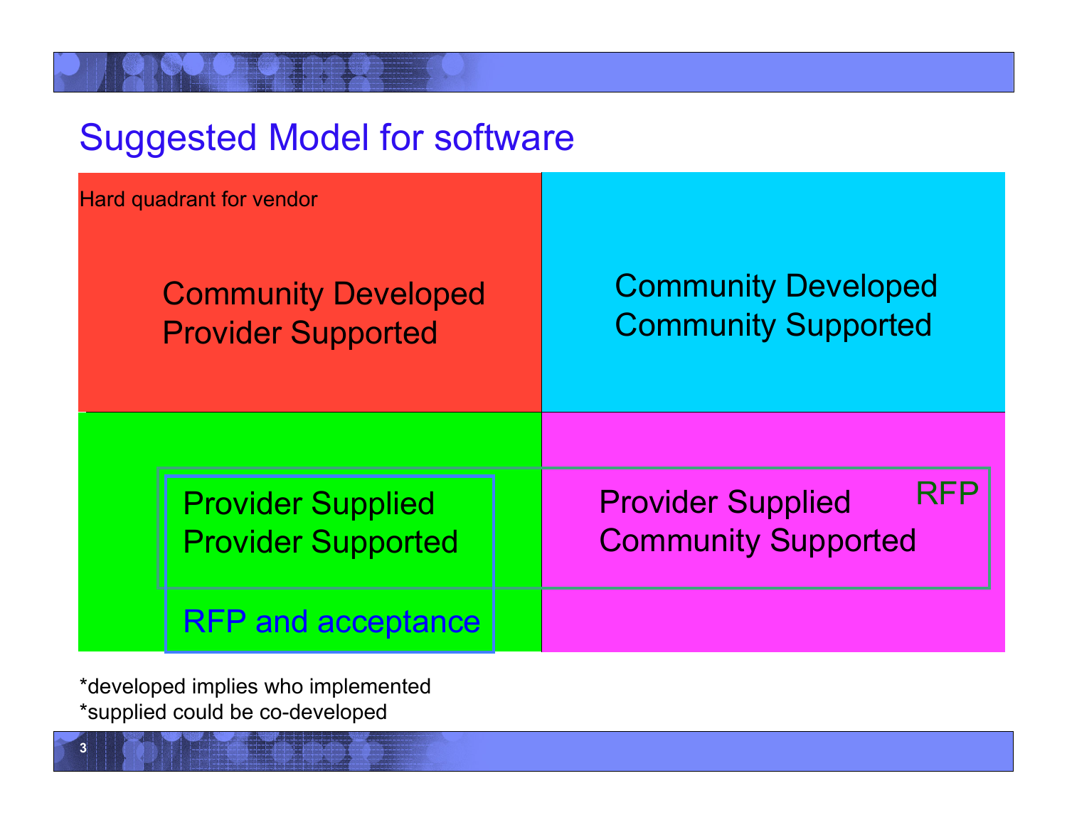# Suggested Model for software

Hard quadrant for vendor

| | |
|---|---|
| Community Developed<br>Provider Supported | Community Developed<br>Community Supported |
| Provider Supplied<br>Provider Supported<br><br>RFP and acceptance | Provider Supplied<br>Community Supported<br><br>RFP |

*developed implies who implemented

*supplied could be co-developed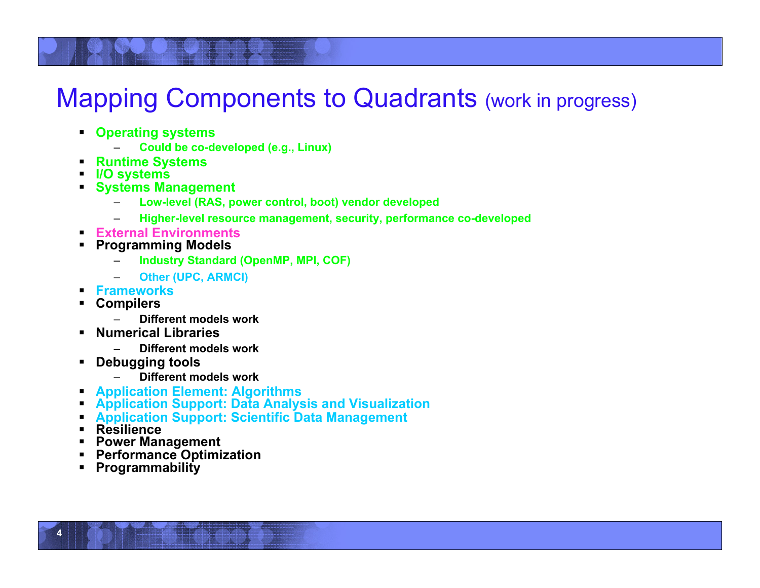# Mapping Components to Quadrants (work in progress)

- **Operating systems**
  - **Could be co-developed (e.g., Linux)**
- **Runtime Systems**
- **I/O systems**
- **Systems Management**
  - **Low-level (RAS, power control, boot) vendor developed**
  - **Higher-level resource management, security, performance co-developed**
- **External Environments**
- **Programming Models**
  - **Industry Standard (OpenMP, MPI, COF)**
  - **Other (UPC, ARMCI)**
- **Frameworks**
- **Compilers**
  - **Different models work**
- **Numerical Libraries**
  - **Different models work**
- **Debugging tools**
  - **Different models work**
- **Application Element: Algorithms**
- **Application Support: Data Analysis and Visualization**
- **Application Support: Scientific Data Management**
- **Resilience**
- **Power Management**
- **Performance Optimization**
- **Programmability**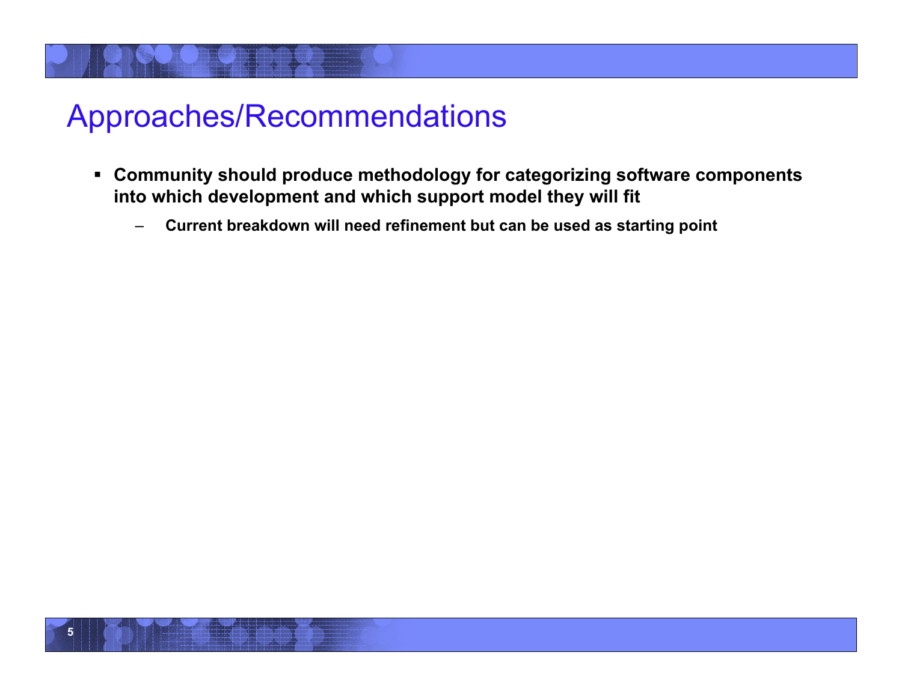# Approaches/Recommendations

- **Community should produce methodology for categorizing software components into which development and which support model they will fit**
  - **Current breakdown will need refinement but can be used as starting point**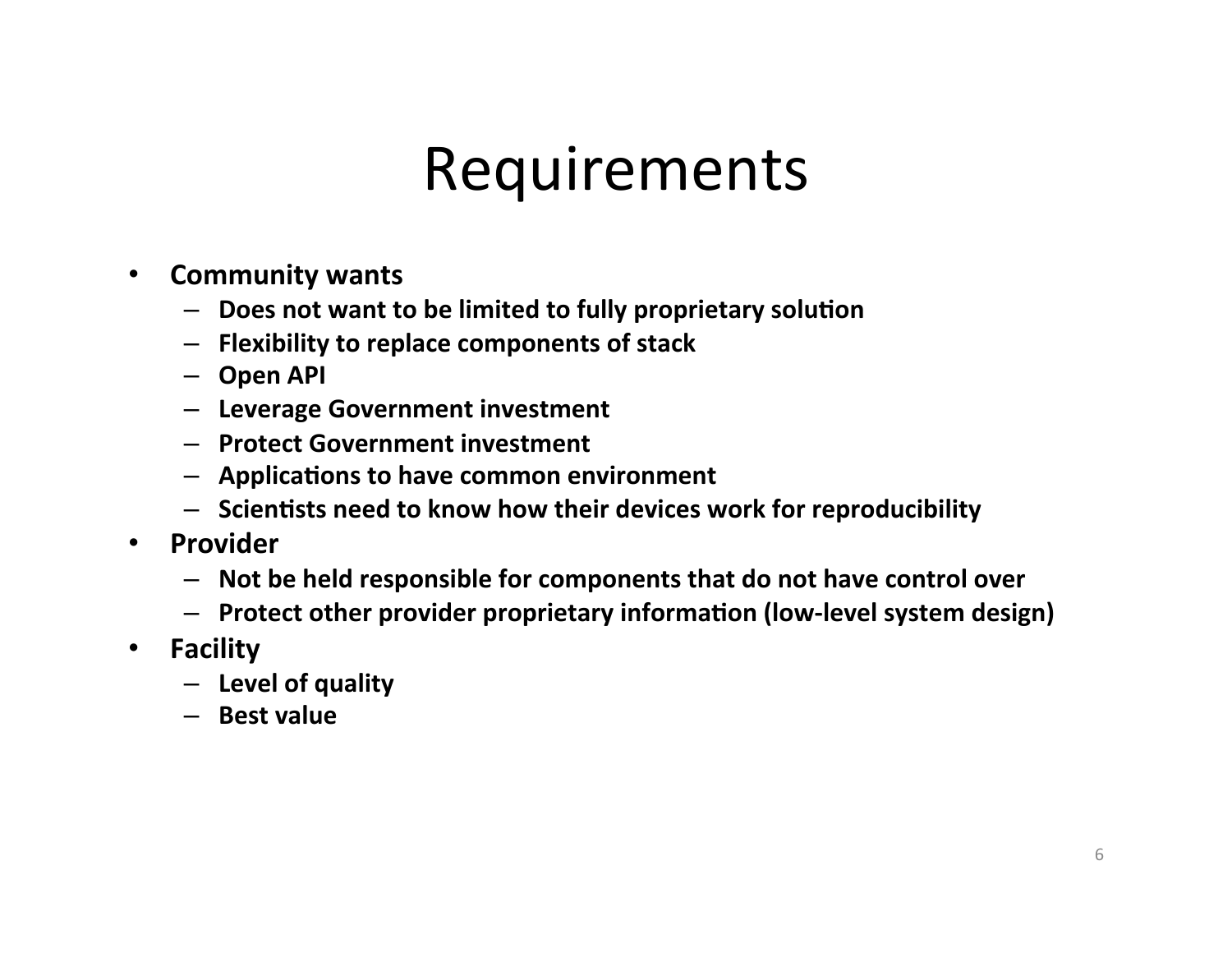# Requirements

- **Community wants**
  - **Does not want to be limited to fully proprietary solution**
  - **Flexibility to replace components of stack**
  - **Open API**
  - **Leverage Government investment**
  - **Protect Government investment**
  - **Applications to have common environment**
  - **Scientists need to know how their devices work for reproducibility**
- **Provider**
  - **Not be held responsible for components that do not have control over**
  - **Protect other provider proprietary information (low-level system design)**
- **Facility**
  - **Level of quality**
  - **Best value**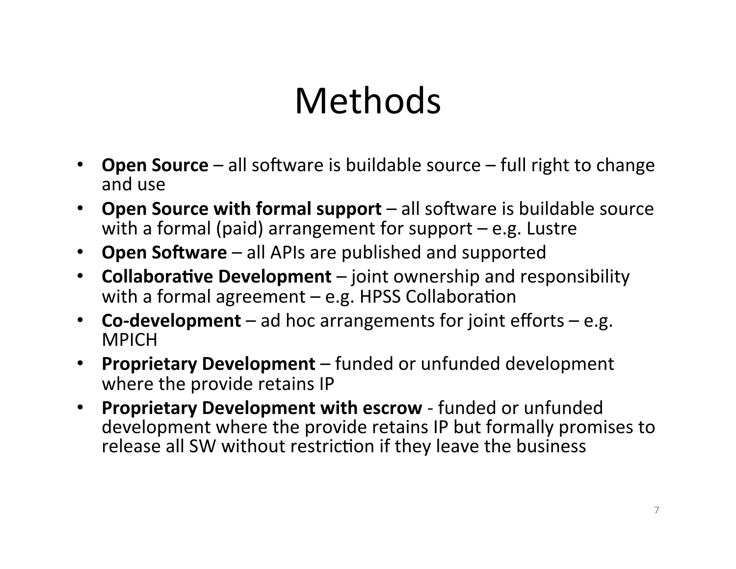# Methods

- **Open Source** – all software is buildable source – full right to change and use
- **Open Source with formal support** – all software is buildable source with a formal (paid) arrangement for support – e.g. Lustre
- **Open Software** – all APIs are published and supported
- **Collaborative Development** – joint ownership and responsibility with a formal agreement – e.g. HPSS Collaboration
- **Co-development** – ad hoc arrangements for joint efforts – e.g. MPICH
- **Proprietary Development** – funded or unfunded development where the provide retains IP
- **Proprietary Development with escrow** - funded or unfunded development where the provide retains IP but formally promises to release all SW without restriction if they leave the business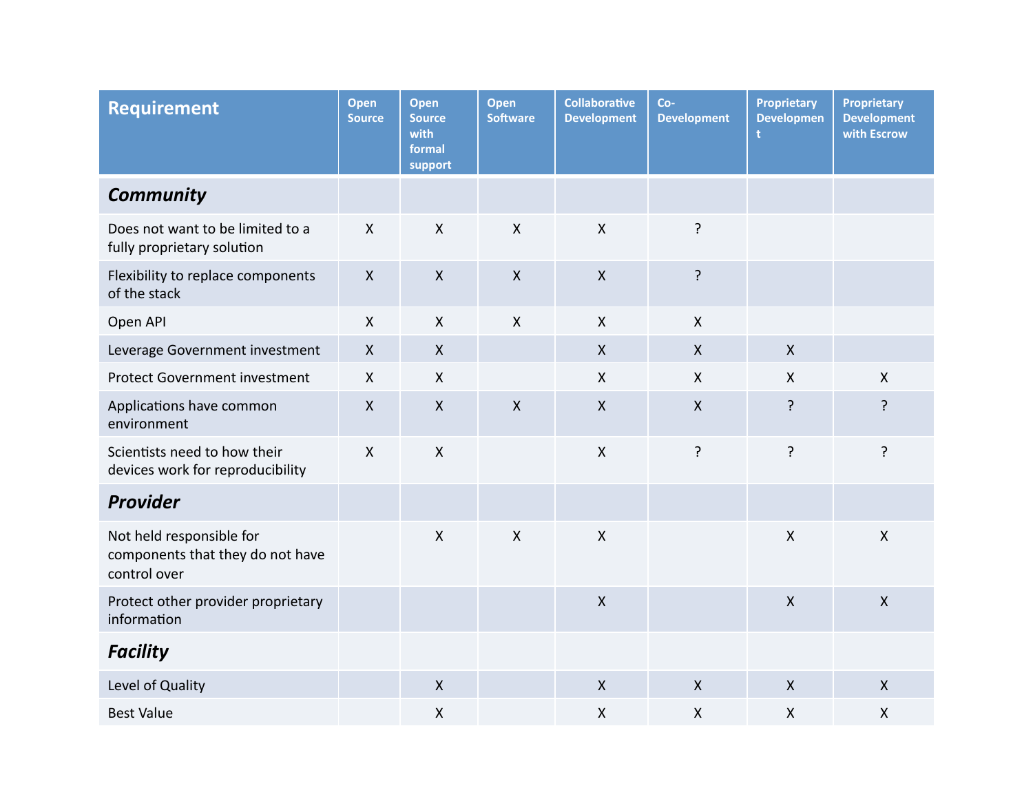| Requirement | Open Source | Open Source with formal support | Open Software | Collaborative Development | Co-Development | Proprietary Development | Proprietary Development with Escrow |
|---|---|---|---|---|---|---|---|
| ***Community*** | | | | | | | |
| Does not want to be limited to a fully proprietary solution | X | X | X | X | ? | | |
| Flexibility to replace components of the stack | X | X | X | X | ? | | |
| Open API | X | X | X | X | X | | |
| Leverage Government investment | X | X | | X | X | X | |
| Protect Government investment | X | X | | X | X | X | X |
| Applications have common environment | X | X | X | X | X | ? | ? |
| Scientists need to how their devices work for reproducibility | X | X | | X | ? | ? | ? |
| ***Provider*** | | | | | | | |
| Not held responsible for components that they do not have control over | | X | X | X | | X | X |
| Protect other provider proprietary information | | | | X | | X | X |
| ***Facility*** | | | | | | | |
| Level of Quality | | X | | X | X | X | X |
| Best Value | | X | | X | X | X | X |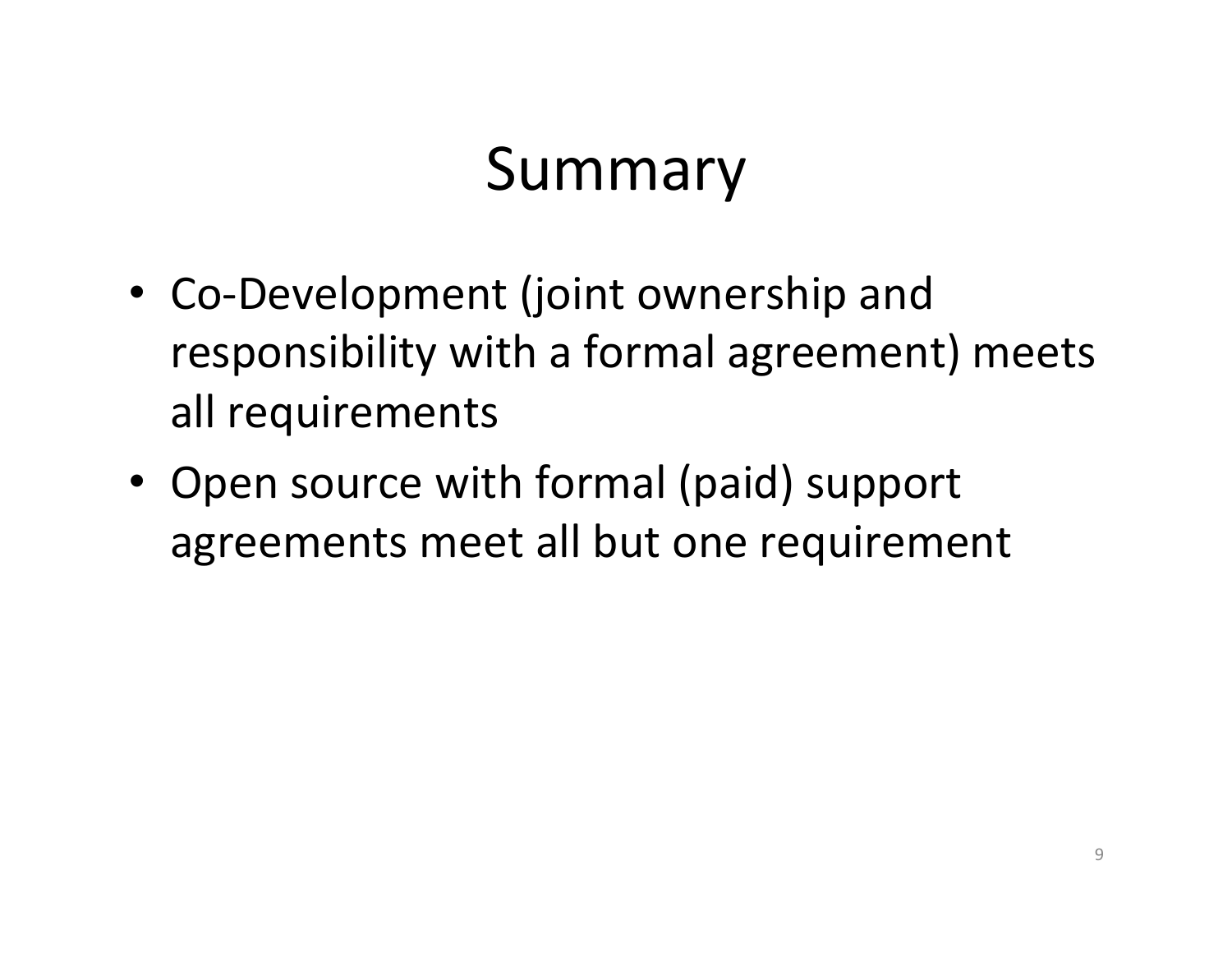# Summary

- Co-Development (joint ownership and responsibility with a formal agreement) meets all requirements
- Open source with formal (paid) support agreements meet all but one requirement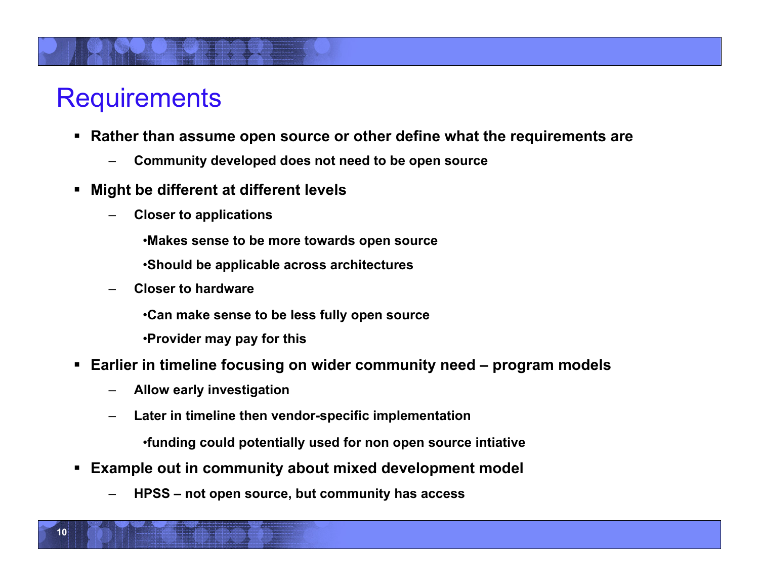# Requirements

- **Rather than assume open source or other define what the requirements are**
  - **Community developed does not need to be open source**
- **Might be different at different levels**
  - **Closer to applications**
    - **Makes sense to be more towards open source**
    - **Should be applicable across architectures**
  - **Closer to hardware**
    - **Can make sense to be less fully open source**
    - **Provider may pay for this**
- **Earlier in timeline focusing on wider community need – program models**
  - **Allow early investigation**
  - **Later in timeline then vendor-specific implementation**
    - **funding could potentially used for non open source intiative**
- **Example out in community about mixed development model**
  - **HPSS – not open source, but community has access**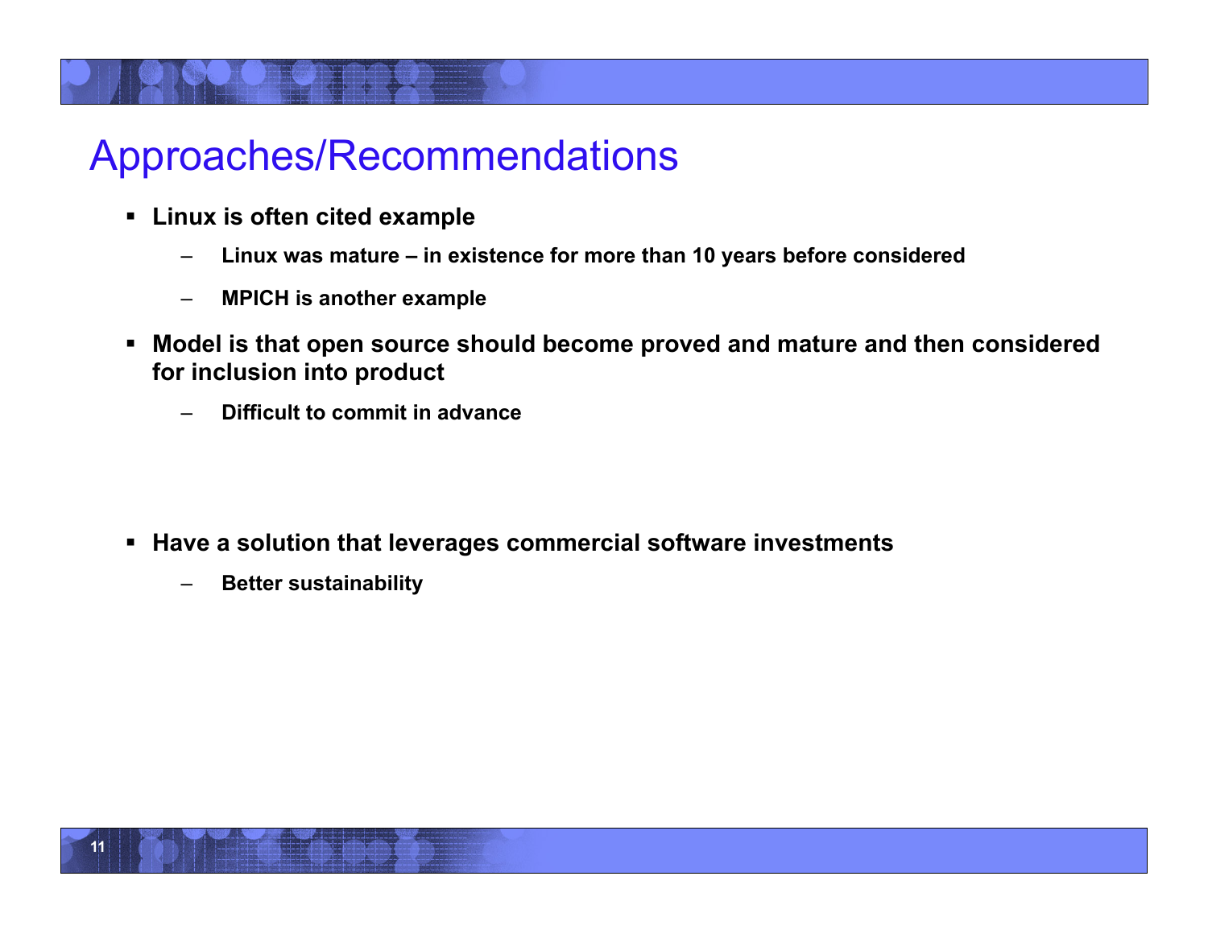# Approaches/Recommendations

- **Linux is often cited example**
  - **Linux was mature – in existence for more than 10 years before considered**
  - **MPICH is another example**
- **Model is that open source should become proved and mature and then considered for inclusion into product**
  - **Difficult to commit in advance**
- **Have a solution that leverages commercial software investments**
  - **Better sustainability**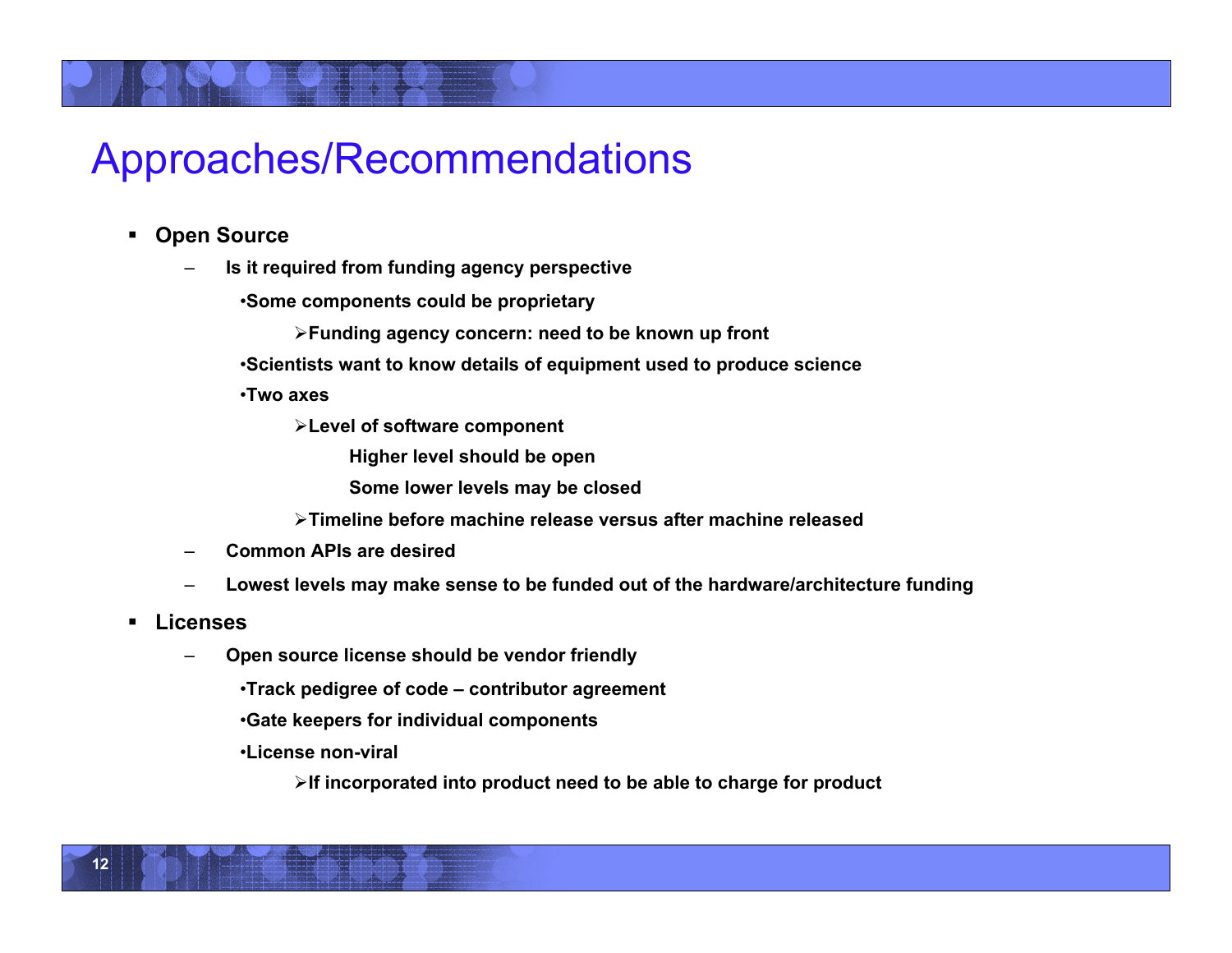# Approaches/Recommendations

- **Open Source**
  - **Is it required from funding agency perspective**
    - **Some components could be proprietary**
      - **Funding agency concern: need to be known up front**
    - **Scientists want to know details of equipment used to produce science**
    - **Two axes**
      - **Level of software component**
        - **Higher level should be open**
        - **Some lower levels may be closed**
      - **Timeline before machine release versus after machine released**
  - **Common APIs are desired**
  - **Lowest levels may make sense to be funded out of the hardware/architecture funding**
- **Licenses**
  - **Open source license should be vendor friendly**
    - **Track pedigree of code – contributor agreement**
    - **Gate keepers for individual components**
    - **License non-viral**
      - **If incorporated into product need to be able to charge for product**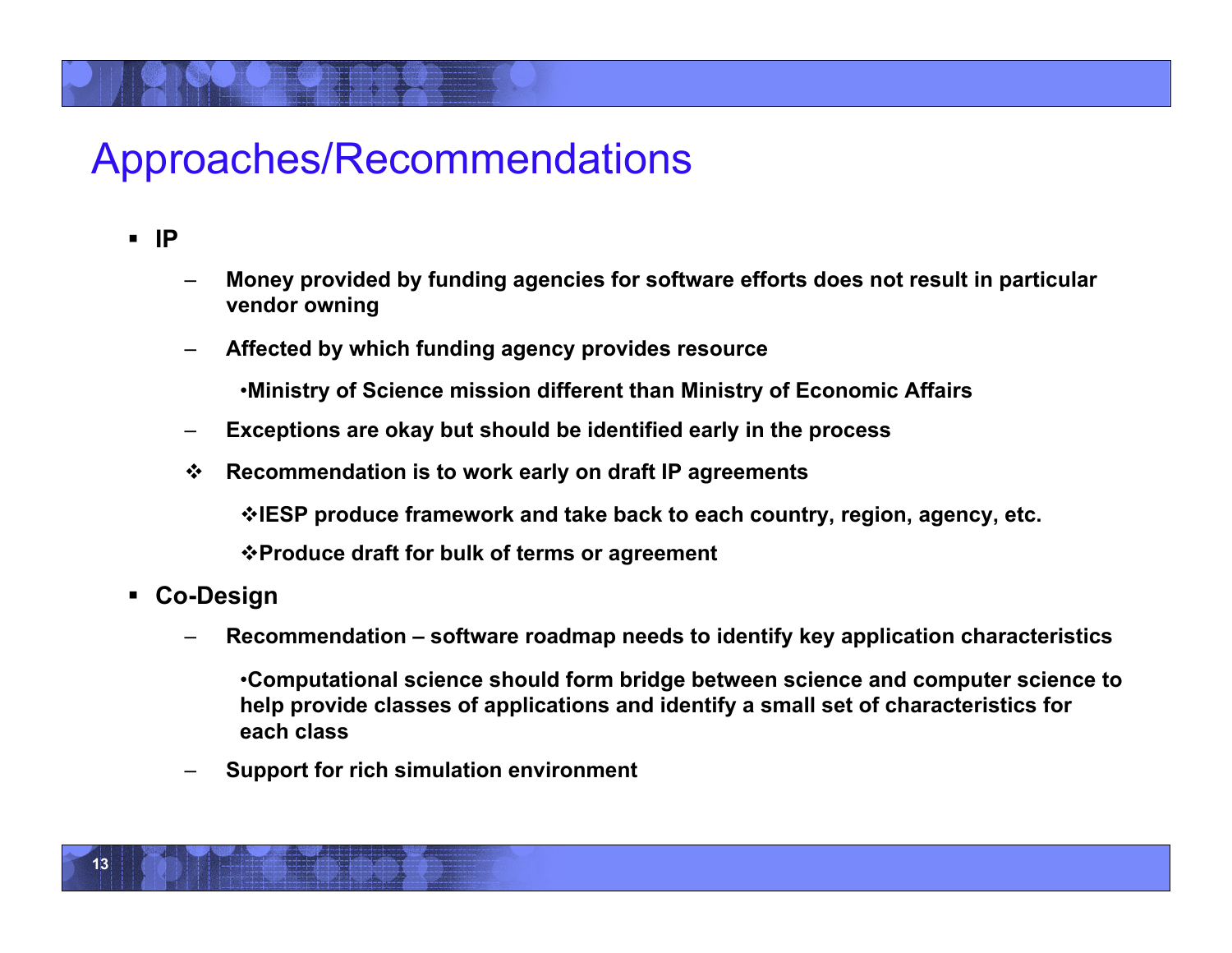# Approaches/Recommendations

- **IP**
  - **Money provided by funding agencies for software efforts does not result in particular vendor owning**
  - **Affected by which funding agency provides resource**
    - **Ministry of Science mission different than Ministry of Economic Affairs**
  - **Exceptions are okay but should be identified early in the process**
  - ❖ **Recommendation is to work early on draft IP agreements**
    - ❖ **IESP produce framework and take back to each country, region, agency, etc.**
    - ❖ **Produce draft for bulk of terms or agreement**
- **Co-Design**
  - **Recommendation – software roadmap needs to identify key application characteristics**
    - **Computational science should form bridge between science and computer science to help provide classes of applications and identify a small set of characteristics for each class**
  - **Support for rich simulation environment**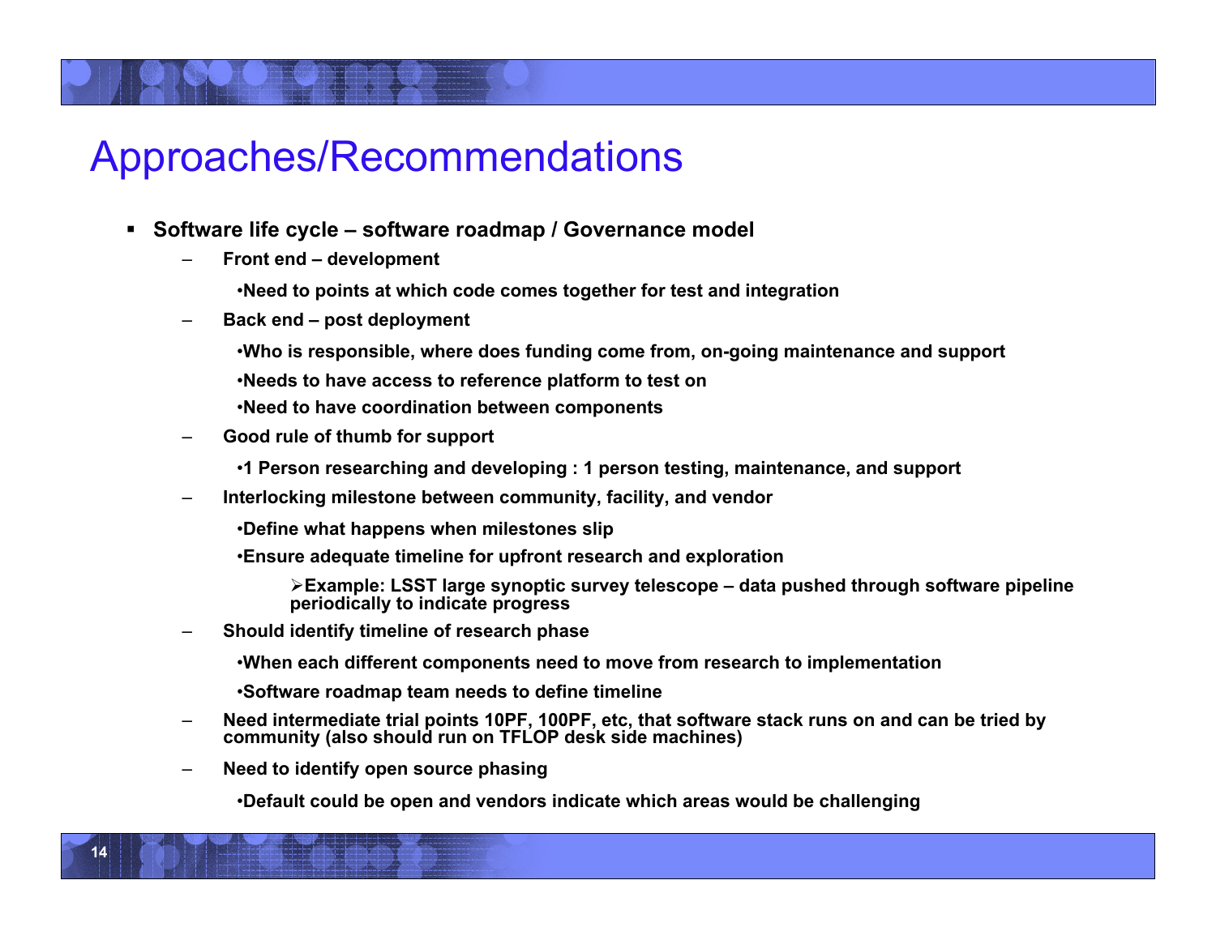# Approaches/Recommendations

- **Software life cycle – software roadmap / Governance model**
  - **Front end – development**
    - **Need to points at which code comes together for test and integration**
  - **Back end – post deployment**
    - **Who is responsible, where does funding come from, on-going maintenance and support**
    - **Needs to have access to reference platform to test on**
    - **Need to have coordination between components**
  - **Good rule of thumb for support**
    - **1 Person researching and developing : 1 person testing, maintenance, and support**
  - **Interlocking milestone between community, facility, and vendor**
    - **Define what happens when milestones slip**
    - **Ensure adequate timeline for upfront research and exploration**
      - **Example: LSST large synoptic survey telescope – data pushed through software pipeline periodically to indicate progress**
  - **Should identify timeline of research phase**
    - **When each different components need to move from research to implementation**
    - **Software roadmap team needs to define timeline**
  - **Need intermediate trial points 10PF, 100PF, etc, that software stack runs on and can be tried by community (also should run on TFLOP desk side machines)**
  - **Need to identify open source phasing**
    - **Default could be open and vendors indicate which areas would be challenging**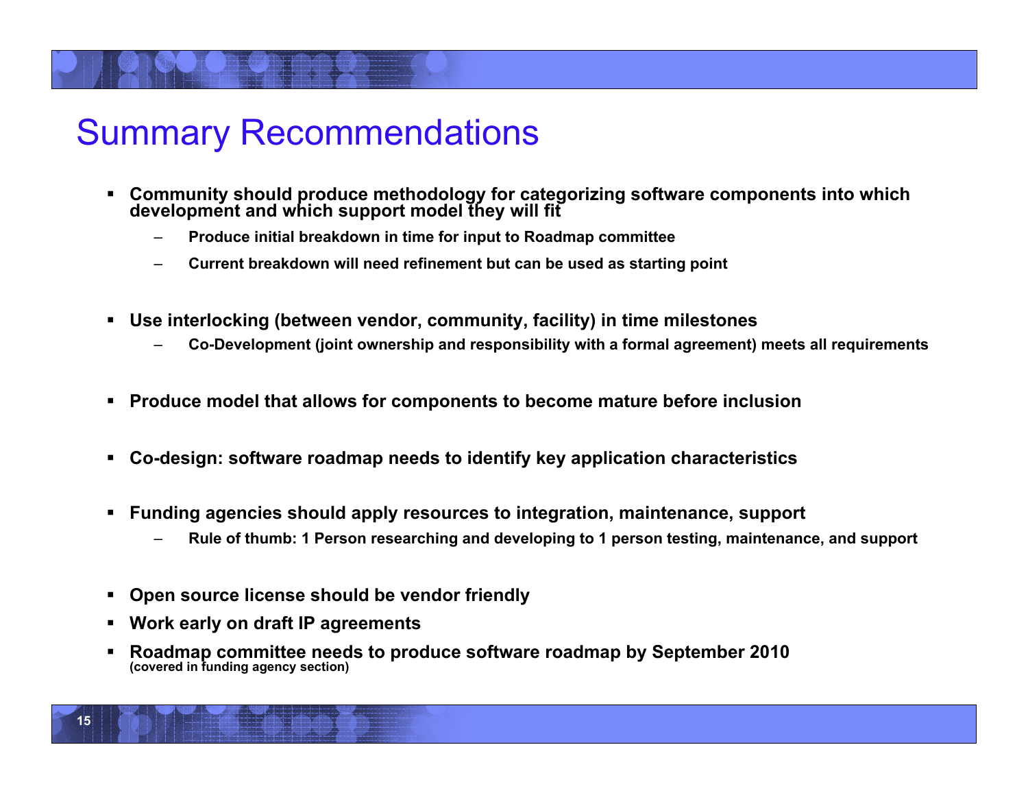# Summary Recommendations

- **Community should produce methodology for categorizing software components into which development and which support model they will fit**
  - **Produce initial breakdown in time for input to Roadmap committee**
  - **Current breakdown will need refinement but can be used as starting point**

- **Use interlocking (between vendor, community, facility) in time milestones**
  - **Co-Development (joint ownership and responsibility with a formal agreement) meets all requirements**

- **Produce model that allows for components to become mature before inclusion**

- **Co-design: software roadmap needs to identify key application characteristics**

- **Funding agencies should apply resources to integration, maintenance, support**
  - **Rule of thumb: 1 Person researching and developing to 1 person testing, maintenance, and support**

- **Open source license should be vendor friendly**
- **Work early on draft IP agreements**
- **Roadmap committee needs to produce software roadmap by September 2010** **(covered in funding agency section)**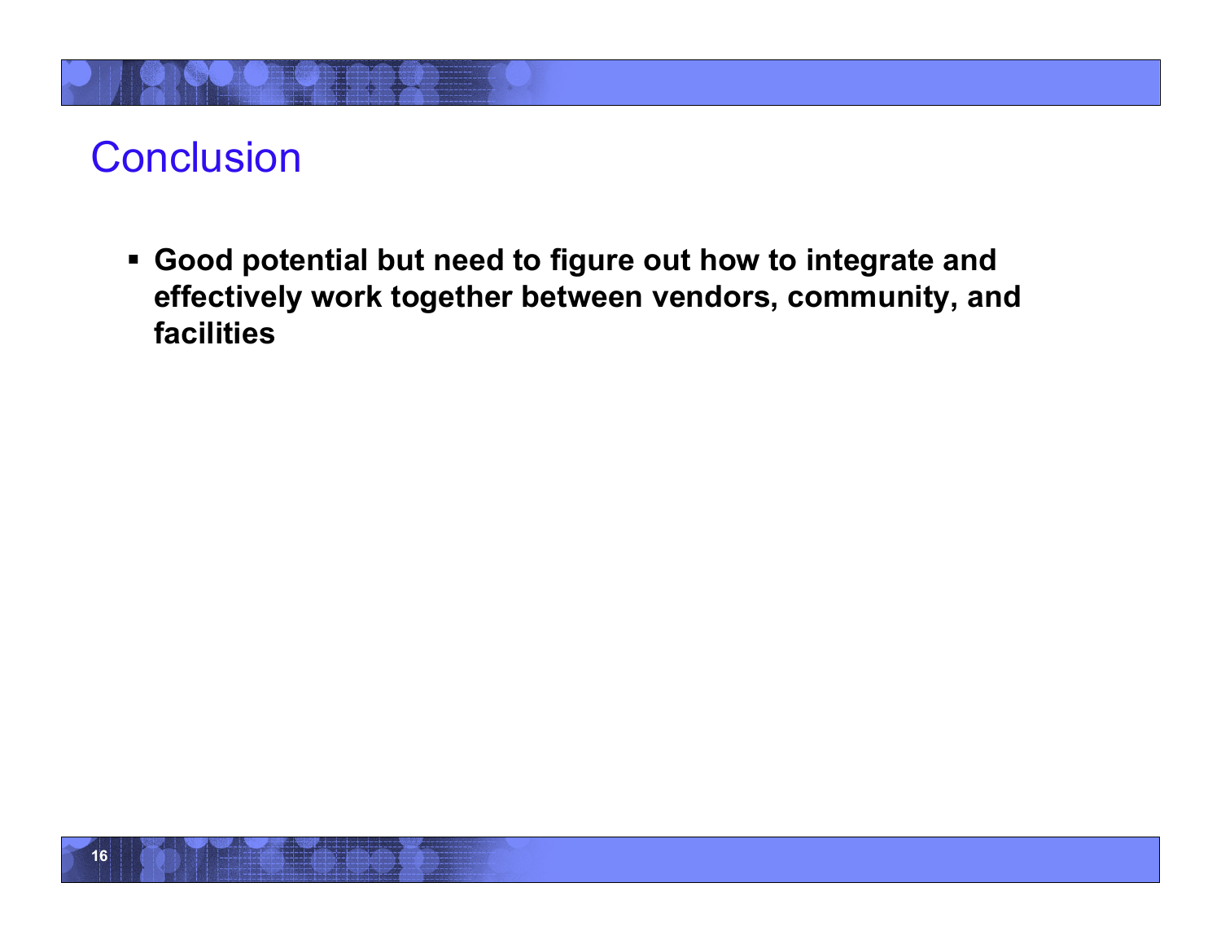# Conclusion

- **Good potential but need to figure out how to integrate and effectively work together between vendors, community, and facilities**